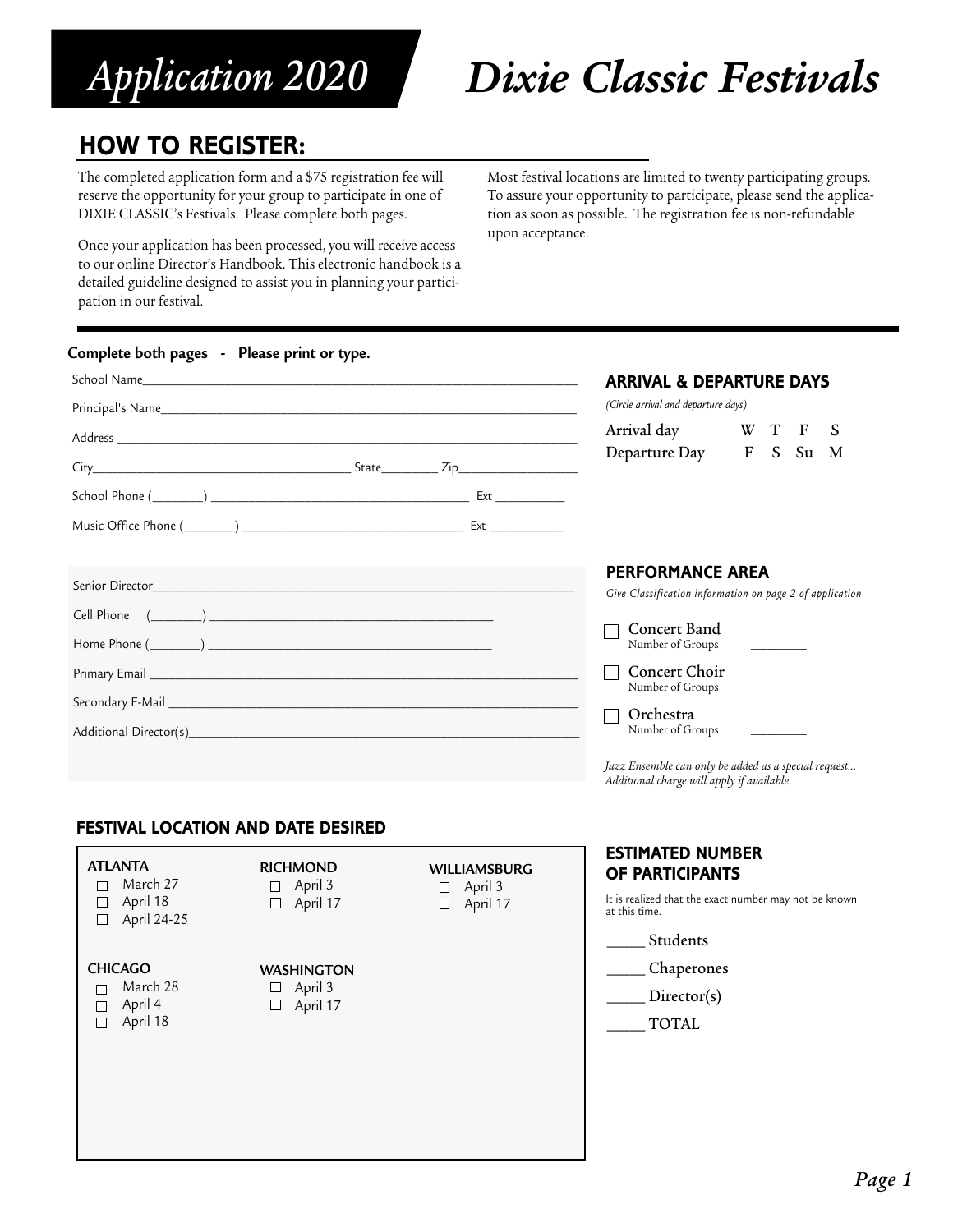# Application 2020 Dixie Classic Festivals

## HOW TO REGISTER:

The completed application form and a $75 registration fee will reserve the opportunity for your group to participate in one of DIXIE CLASSIC's Festivals. Please complete both pages.

Once your application has been processed, you will receive access to our online Director's Handbook. This electronic handbook is a detailed guideline designed to assist you in planning your participation in our festival.

Most festival locations are limited to twenty participating groups. To assure your opportunity to participate, please send the application as soon as possible. The registration fee is non-refundable upon acceptance.

**Complete both pages - Please print or type.**

School Name_______________________________________________

Principal's Name_______________________________________________

Address _______________________________________________

City_______________________ State________ Zip_______________

School Phone (________) ___________________________ Ext __________

Music Office Phone (________) ___________________________ Ext ___________

Senior Director_______________________________________________

Cell Phone (________) ___________________________

Home Phone (________) ___________________________

Primary Email _______________________________________________

Secondary E-Mail _______________________________________________

Additional Director(s)_______________________________________________

### ARRIVAL & DEPARTURE DAYS

*(Circle arrival and departure days)*

Arrival day W T F S

Departure Day F S Su M

### PERFORMANCE AREA

*Give Classification information on page 2 of application*

- ☐ Concert Band — Number of Groups ________
- ☐ Concert Choir — Number of Groups ________
- ☐ Orchestra — Number of Groups ________

*Jazz Ensemble can only be added as a special request... Additional charge will apply if available.*

### FESTIVAL LOCATION AND DATE DESIRED

**ATLANTA**
- ☐ March 27
- ☐ April 18
- ☐ April 24-25

**RICHMOND**
- ☐ April 3
- ☐ April 17

**WILLIAMSBURG**
- ☐ April 3
- ☐ April 17

**CHICAGO**
- ☐ March 28
- ☐ April 4
- ☐ April 18

**WASHINGTON**
- ☐ April 3
- ☐ April 17

### ESTIMATED NUMBER OF PARTICIPANTS

It is realized that the exact number may not be known at this time.

_____ Students

_____ Chaperones

_____ Director(s)

_____ TOTAL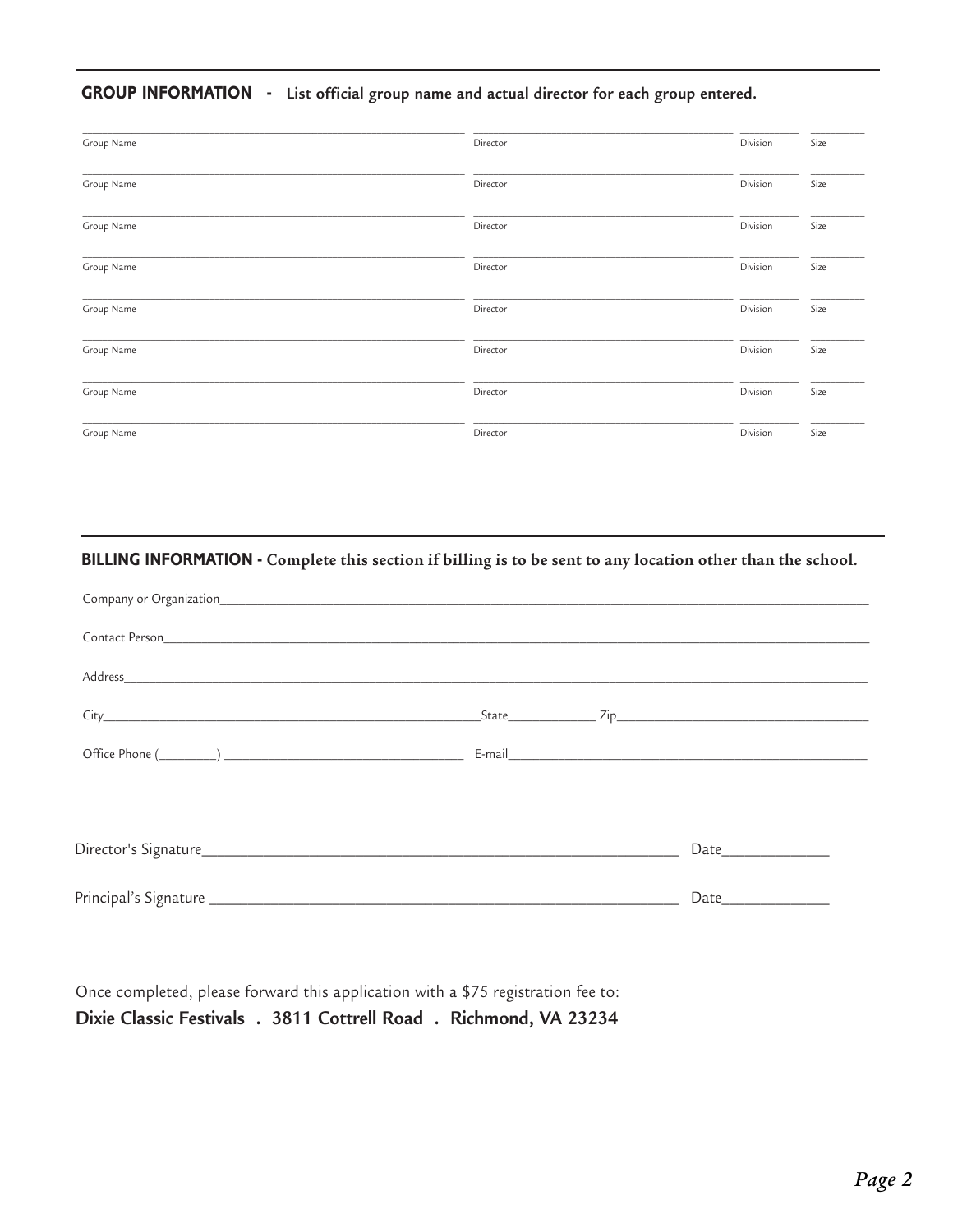## GROUP INFORMATION - List official group name and actual director for each group entered.

| Group Name | Director | Division | Size |
|---|---|---|---|
| | | | |
| | | | |
| | | | |
| | | | |
| | | | |
| | | | |
| | | | |
| | | | |

## BILLING INFORMATION - Complete this section if billing is to be sent to any location other than the school.

Company or Organization_______________________________________________

Contact Person_______________________________________________

Address_______________________________________________

City_______________________________State____________ Zip_______________________

Office Phone (________) _______________________ E-mail_______________________

Director's Signature_______________________________________________ Date____________

Principal's Signature _______________________________________________ Date____________

Once completed, please forward this application with a $75 registration fee to:

**Dixie Classic Festivals . 3811 Cottrell Road . Richmond, VA 23234**